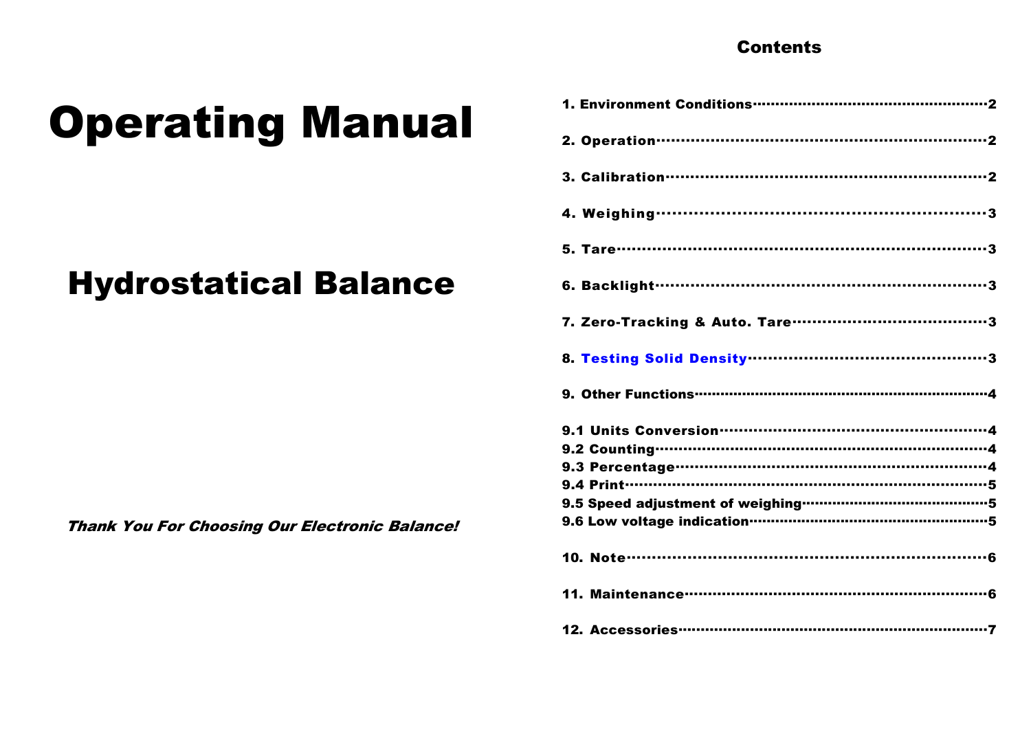# Operating Manual

## Hydrostatical Balance

***Thank You For Choosing Our Electronic Balance!***

## Contents

1. Environment Conditions······2
2. Operation······2
3. Calibration······2
4. Weighing······3
5. Tare······3
6. Backlight······3
7. Zero-Tracking & Auto. Tare······3
8. Testing Solid Density······3
9. Other Functions······4

9.1 Units Conversion······4
9.2 Counting······4
9.3 Percentage······4
9.4 Print······5
9.5 Speed adjustment of weighing······5
9.6 Low voltage indication······5

10. Note······6
11. Maintenance······6
12. Accessories······7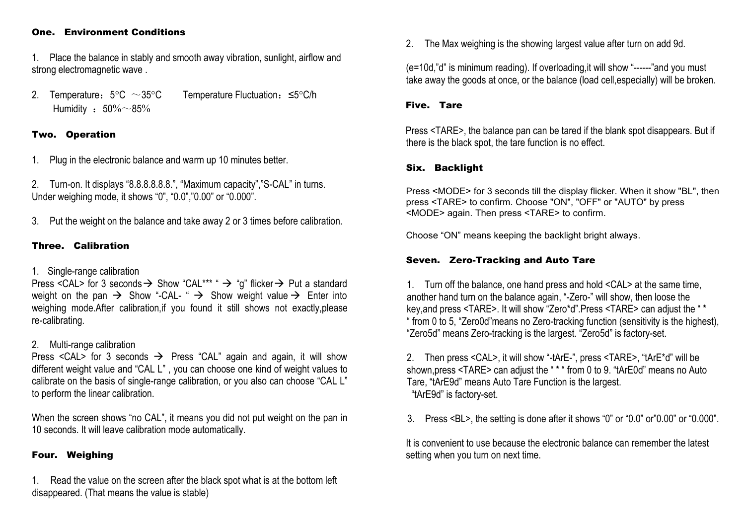## One. Environment Conditions

1. Place the balance in stably and smooth away vibration, sunlight, airflow and strong electromagnetic wave .

2. Temperature：5°C ～35°C   Temperature Fluctuation：≤5°C/h
   Humidity ：50%～85%

## Two. Operation

1. Plug in the electronic balance and warm up 10 minutes better.

2. Turn-on. It displays "8.8.8.8.8.8.", "Maximum capacity","S-CAL" in turns. Under weighing mode, it shows "0", "0.0","0.00" or "0.000".

3. Put the weight on the balance and take away 2 or 3 times before calibration.

## Three. Calibration

1. Single-range calibration
Press <CAL> for 3 seconds → Show "CAL*** " → "g" flicker → Put a standard weight on the pan → Show "-CAL- " → Show weight value → Enter into weighing mode.After calibration,if you found it still shows not exactly,please re-calibrating.

2. Multi-range calibration
Press <CAL> for 3 seconds → Press "CAL" again and again, it will show different weight value and "CAL L" , you can choose one kind of weight values to calibrate on the basis of single-range calibration, or you also can choose "CAL L" to perform the linear calibration.

When the screen shows "no CAL", it means you did not put weight on the pan in 10 seconds. It will leave calibration mode automatically.

## Four. Weighing

1. Read the value on the screen after the black spot what is at the bottom left disappeared. (That means the value is stable)

2. The Max weighing is the showing largest value after turn on add 9d.

(e=10d,"d" is minimum reading). If overloading,it will show "------"and you must take away the goods at once, or the balance (load cell,especially) will be broken.

## Five. Tare

Press <TARE>, the balance pan can be tared if the blank spot disappears. But if there is the black spot, the tare function is no effect.

## Six. Backlight

Press <MODE> for 3 seconds till the display flicker. When it show "BL", then press <TARE> to confirm. Choose "ON", "OFF" or "AUTO" by press <MODE> again. Then press <TARE> to confirm.

Choose "ON" means keeping the backlight bright always.

## Seven. Zero-Tracking and Auto Tare

1. Turn off the balance, one hand press and hold <CAL> at the same time, another hand turn on the balance again, "-Zero-" will show, then loose the key,and press <TARE>. It will show "Zero*d".Press <TARE> can adjust the " * " from 0 to 5, "Zero0d"means no Zero-tracking function (sensitivity is the highest), "Zero5d" means Zero-tracking is the largest. "Zero5d" is factory-set.

2. Then press <CAL>, it will show "-tArE-", press <TARE>, "tArE*d" will be shown,press <TARE> can adjust the " * " from 0 to 9. "tArE0d" means no Auto Tare, "tArE9d" means Auto Tare Function is the largest.
"tArE9d" is factory-set.

3. Press <BL>, the setting is done after it shows "0" or "0.0" or"0.00" or "0.000".

It is convenient to use because the electronic balance can remember the latest setting when you turn on next time.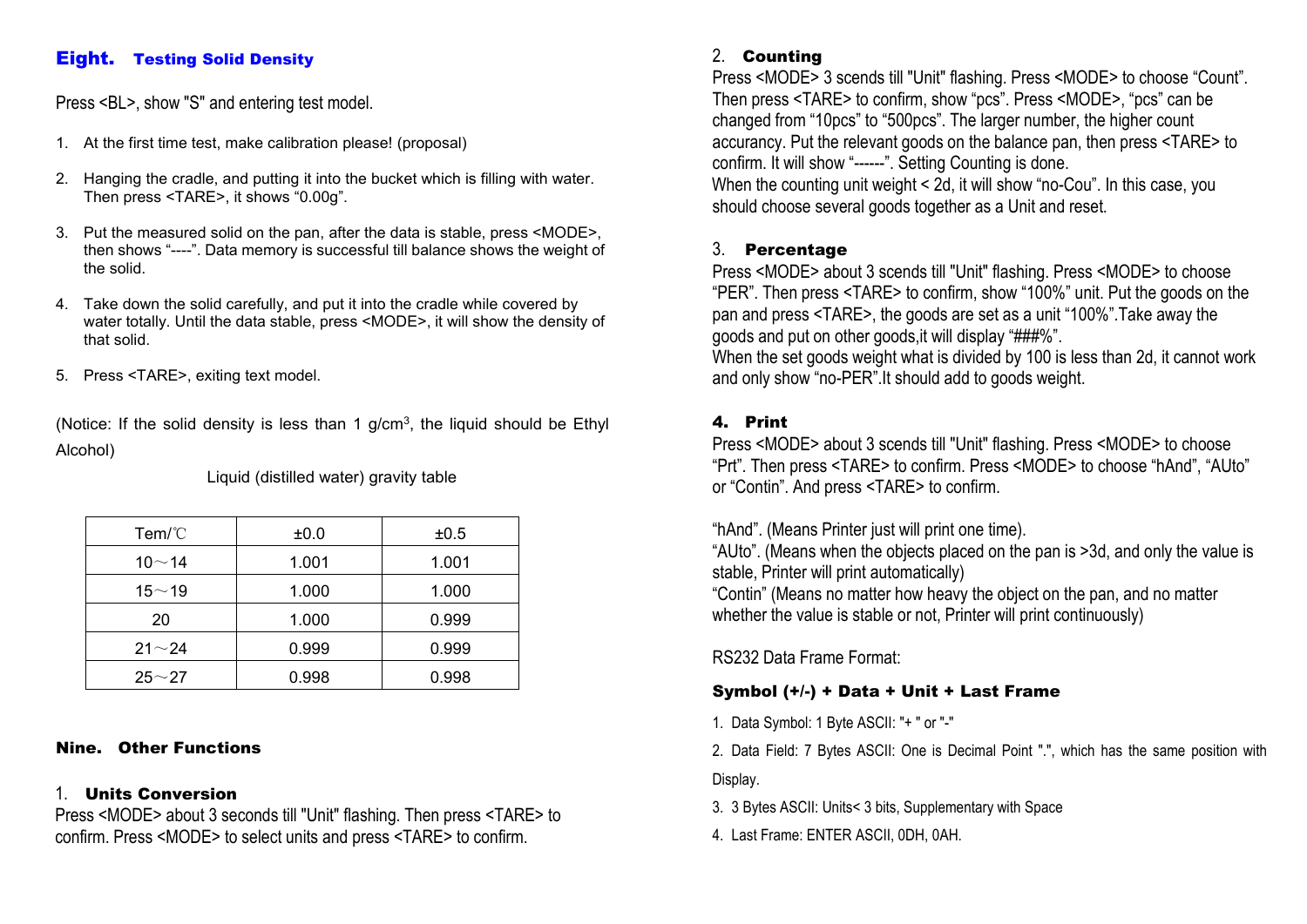## Eight. Testing Solid Density

Press <BL>, show "S" and entering test model.

1. At the first time test, make calibration please! (proposal)
2. Hanging the cradle, and putting it into the bucket which is filling with water. Then press <TARE>, it shows "0.00g".
3. Put the measured solid on the pan, after the data is stable, press <MODE>, then shows "----". Data memory is successful till balance shows the weight of the solid.
4. Take down the solid carefully, and put it into the cradle while covered by water totally. Until the data stable, press <MODE>, it will show the density of that solid.
5. Press <TARE>, exiting text model.

(Notice: If the solid density is less than 1 g/cm$^3$, the liquid should be Ethyl Alcohol)

Liquid (distilled water) gravity table

| Tem/℃ | ±0.0 | ±0.5 |
|---|---|---|
| 10～14 | 1.001 | 1.001 |
| 15～19 | 1.000 | 1.000 |
| 20 | 1.000 | 0.999 |
| 21～24 | 0.999 | 0.999 |
| 25～27 | 0.998 | 0.998 |

## Nine. Other Functions

### 1. Units Conversion

Press <MODE> about 3 seconds till "Unit" flashing. Then press <TARE> to confirm. Press <MODE> to select units and press <TARE> to confirm.

### 2. Counting

Press <MODE> 3 scends till "Unit" flashing. Press <MODE> to choose "Count". Then press <TARE> to confirm, show "pcs". Press <MODE>, "pcs" can be changed from "10pcs" to "500pcs". The larger number, the higher count accurancy. Put the relevant goods on the balance pan, then press <TARE> to confirm. It will show "------". Setting Counting is done.
When the counting unit weight < 2d, it will show "no-Cou". In this case, you should choose several goods together as a Unit and reset.

### 3. Percentage

Press <MODE> about 3 scends till "Unit" flashing. Press <MODE> to choose "PER". Then press <TARE> to confirm, show "100%" unit. Put the goods on the pan and press <TARE>, the goods are set as a unit "100%".Take away the goods and put on other goods,it will display "###%".
When the set goods weight what is divided by 100 is less than 2d, it cannot work and only show "no-PER".It should add to goods weight.

### 4. Print

Press <MODE> about 3 scends till "Unit" flashing. Press <MODE> to choose "Prt". Then press <TARE> to confirm. Press <MODE> to choose "hAnd", "AUto" or "Contin". And press <TARE> to confirm.

"hAnd". (Means Printer just will print one time).
"AUto". (Means when the objects placed on the pan is >3d, and only the value is stable, Printer will print automatically)
"Contin" (Means no matter how heavy the object on the pan, and no matter whether the value is stable or not, Printer will print continuously)

RS232 Data Frame Format:

**Symbol (+/-) + Data + Unit + Last Frame**

1. Data Symbol: 1 Byte ASCII: "+ " or "-"
2. Data Field: 7 Bytes ASCII: One is Decimal Point ".", which has the same position with Display.
3. 3 Bytes ASCII: Units< 3 bits, Supplementary with Space
4. Last Frame: ENTER ASCII, 0DH, 0AH.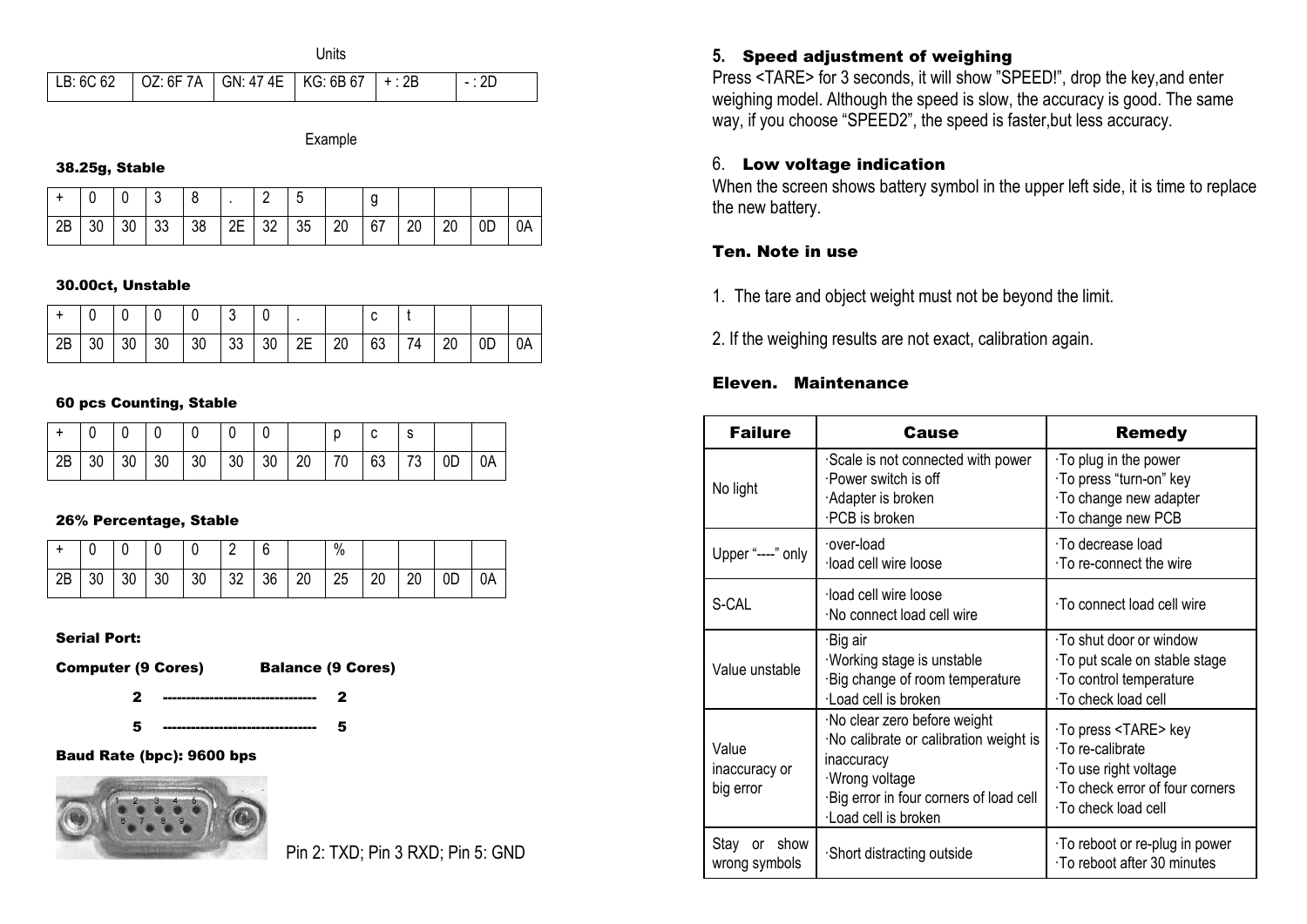Units

| LB: 6C 62 | OZ: 6F 7A | GN: 47 4E | KG: 6B 67 | + : 2B | - : 2D |
|---|---|---|---|---|---|

Example

**38.25g, Stable**

| + | 0 | 0 | 3 | 8 | . | 2 | 5 | | g | | | | |
|---|---|---|---|---|---|---|---|---|---|---|---|---|---|
| 2B | 30 | 30 | 33 | 38 | 2E | 32 | 35 | 20 | 67 | 20 | 20 | 0D | 0A |

**30.00ct, Unstable**

| + | 0 | 0 | 0 | 0 | 3 | 0 | . | | c | t | | | |
|---|---|---|---|---|---|---|---|---|---|---|---|---|---|
| 2B | 30 | 30 | 30 | 30 | 33 | 30 | 2E | 20 | 63 | 74 | 20 | 0D | 0A |

**60 pcs Counting, Stable**

| + | 0 | 0 | 0 | 0 | 0 | 0 | | p | c | s | | |
|---|---|---|---|---|---|---|---|---|---|---|---|---|
| 2B | 30 | 30 | 30 | 30 | 30 | 30 | 20 | 70 | 63 | 73 | 0D | 0A |

**26% Percentage, Stable**

| + | 0 | 0 | 0 | 0 | 2 | 6 | | % | | | | |
|---|---|---|---|---|---|---|---|---|---|---|---|---|
| 2B | 30 | 30 | 30 | 30 | 32 | 36 | 20 | 25 | 20 | 20 | 0D | 0A |

**Serial Port:**

**Computer (9 Cores)** **Balance (9 Cores)**

**2 --------------------------------- 2**

**5 --------------------------------- 5**

**Baud Rate (bpc): 9600 bps**

Pin 2: TXD; Pin 3 RXD; Pin 5: GND

## 5. Speed adjustment of weighing

Press <TARE> for 3 seconds, it will show "SPEED!", drop the key,and enter weighing model. Although the speed is slow, the accuracy is good. The same way, if you choose "SPEED2", the speed is faster,but less accuracy.

## 6. Low voltage indication

When the screen shows battery symbol in the upper left side, it is time to replace the new battery.

## Ten. Note in use

1. The tare and object weight must not be beyond the limit.

2. If the weighing results are not exact, calibration again.

## Eleven. Maintenance

| Failure | Cause | Remedy |
|---|---|---|
| No light | ·Scale is not connected with power<br>·Power switch is off<br>·Adapter is broken<br>·PCB is broken | ·To plug in the power<br>·To press "turn-on" key<br>·To change new adapter<br>·To change new PCB |
| Upper "----" only | ·over-load<br>·load cell wire loose | ·To decrease load<br>·To re-connect the wire |
| S-CAL | ·load cell wire loose<br>·No connect load cell wire | ·To connect load cell wire |
| Value unstable | ·Big air<br>·Working stage is unstable<br>·Big change of room temperature<br>·Load cell is broken | ·To shut door or window<br>·To put scale on stable stage<br>·To control temperature<br>·To check load cell |
| Value inaccuracy or big error | ·No clear zero before weight<br>·No calibrate or calibration weight is inaccuracy<br>·Wrong voltage<br>·Big error in four corners of load cell<br>·Load cell is broken | ·To press <TARE> key<br>·To re-calibrate<br>·To use right voltage<br>·To check error of four corners<br>·To check load cell |
| Stay or show wrong symbols | ·Short distracting outside | ·To reboot or re-plug in power<br>·To reboot after 30 minutes |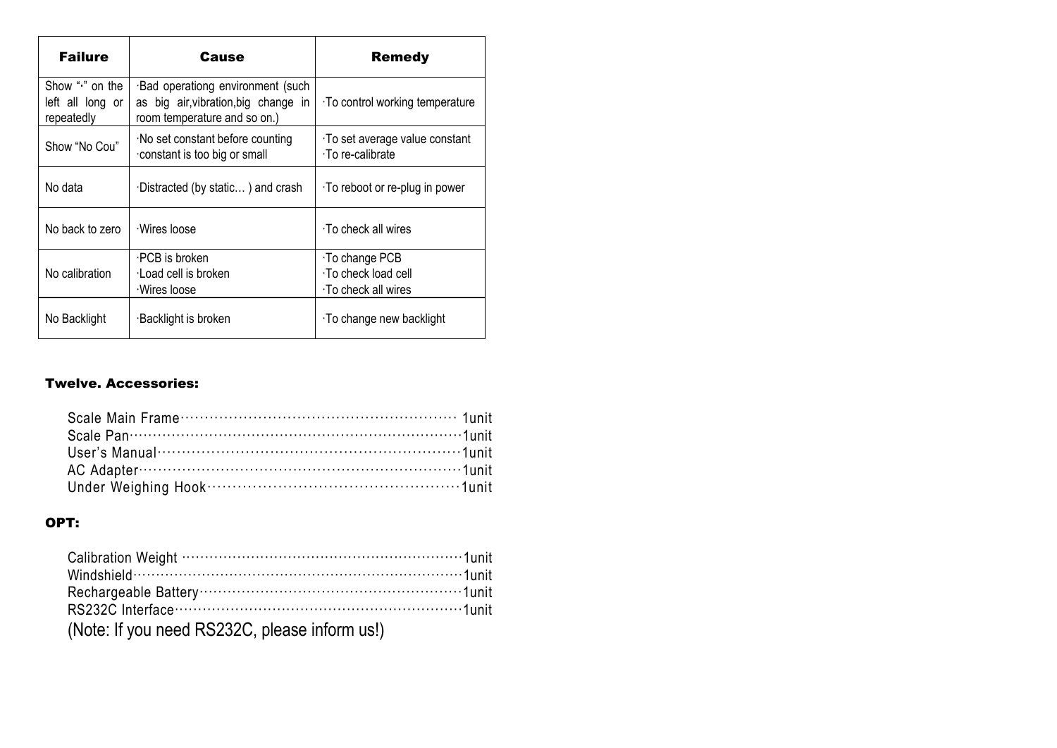| Failure | Cause | Remedy |
|---|---|---|
| Show "·" on the left all long or repeatedly | ·Bad operationg environment (such as big air,vibration,big change in room temperature and so on.) | ·To control working temperature |
| Show "No Cou" | ·No set constant before counting<br>·constant is too big or small | ·To set average value constant<br>·To re-calibrate |
| No data | ·Distracted (by static… ) and crash | ·To reboot or re-plug in power |
| No back to zero | ·Wires loose | ·To check all wires |
| No calibration | ·PCB is broken<br>·Load cell is broken<br>·Wires loose | ·To change PCB<br>·To check load cell<br>·To check all wires |
| No Backlight | ·Backlight is broken | ·To change new backlight |

## Twelve. Accessories:

Scale Main Frame·························································· 1unit
Scale Pan·······································································1unit
User's Manual·······························································1unit
AC Adapter····································································1unit
Under Weighing Hook···················································1unit

## OPT:

Calibration Weight ·························································1unit
Windshield·····································································1unit
Rechargeable Battery·····················································1unit
RS232C Interface···························································1unit
(Note: If you need RS232C, please inform us!)